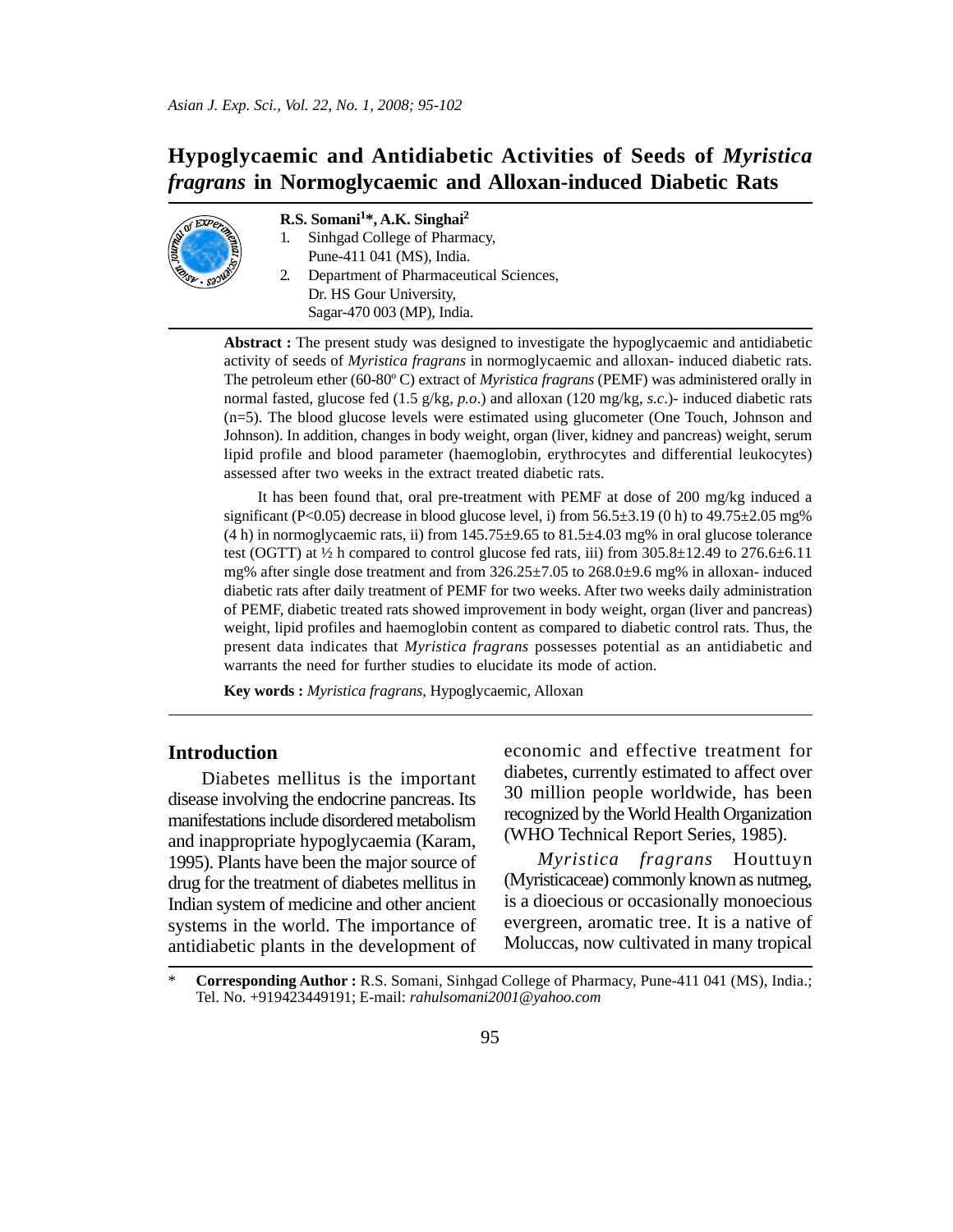# Hypoglycaemic and Antidiabetic Activities of Seeds of *Myristica fragrans* in Normoglycaemic and Alloxan-induced Diabetic Rats

**R.S. Somani[1]*, A.K. Singhai[2]**

1. Sinhgad College of Pharmacy, Pune-411 041 (MS), India.
2. Department of Pharmaceutical Sciences, Dr. HS Gour University, Sagar-470 003 (MP), India.

**Abstract :** The present study was designed to investigate the hypoglycaemic and antidiabetic activity of seeds of *Myristica fragrans* in normoglycaemic and alloxan- induced diabetic rats. The petroleum ether (60-80º C) extract of *Myristica fragrans* (PEMF) was administered orally in normal fasted, glucose fed (1.5 g/kg, *p.o*.) and alloxan (120 mg/kg, *s.c*.)- induced diabetic rats (n=5). The blood glucose levels were estimated using glucometer (One Touch, Johnson and Johnson). In addition, changes in body weight, organ (liver, kidney and pancreas) weight, serum lipid profile and blood parameter (haemoglobin, erythrocytes and differential leukocytes) assessed after two weeks in the extract treated diabetic rats.

It has been found that, oral pre-treatment with PEMF at dose of 200 mg/kg induced a significant ($P<0.05$) decrease in blood glucose level, i) from 56.5±3.19 (0 h) to 49.75±2.05 mg% (4 h) in normoglycaemic rats, ii) from 145.75±9.65 to 81.5±4.03 mg% in oral glucose tolerance test (OGTT) at ½ h compared to control glucose fed rats, iii) from 305.8±12.49 to 276.6±6.11 mg% after single dose treatment and from 326.25±7.05 to 268.0±9.6 mg% in alloxan- induced diabetic rats after daily treatment of PEMF for two weeks. After two weeks daily administration of PEMF, diabetic treated rats showed improvement in body weight, organ (liver and pancreas) weight, lipid profiles and haemoglobin content as compared to diabetic control rats. Thus, the present data indicates that *Myristica fragrans* possesses potential as an antidiabetic and warrants the need for further studies to elucidate its mode of action.

**Key words :** *Myristica fragrans*, Hypoglycaemic, Alloxan

## Introduction

Diabetes mellitus is the important disease involving the endocrine pancreas. Its manifestations include disordered metabolism and inappropriate hypoglycaemia (Karam, 1995). Plants have been the major source of drug for the treatment of diabetes mellitus in Indian system of medicine and other ancient systems in the world. The importance of antidiabetic plants in the development of economic and effective treatment for diabetes, currently estimated to affect over 30 million people worldwide, has been recognized by the World Health Organization (WHO Technical Report Series, 1985).

*Myristica fragrans* Houttuyn (Myristicaceae) commonly known as nutmeg, is a dioecious or occasionally monoecious evergreen, aromatic tree. It is a native of Moluccas, now cultivated in many tropical

\* **Corresponding Author :** R.S. Somani, Sinhgad College of Pharmacy, Pune-411 041 (MS), India.; Tel. No. +919423449191; E-mail: *rahulsomani2001@yahoo.com*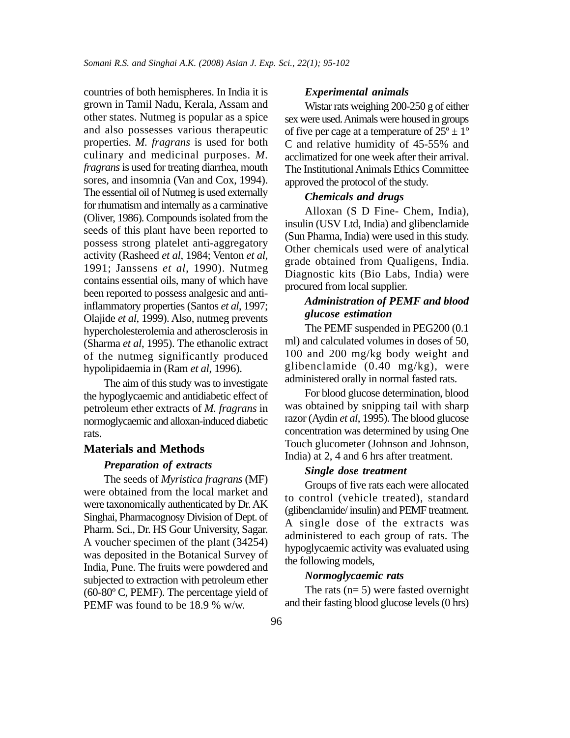countries of both hemispheres. In India it is grown in Tamil Nadu, Kerala, Assam and other states. Nutmeg is popular as a spice and also possesses various therapeutic properties. *M. fragrans* is used for both culinary and medicinal purposes. *M. fragrans* is used for treating diarrhea, mouth sores, and insomnia (Van and Cox, 1994). The essential oil of Nutmeg is used externally for rhumatism and internally as a carminative (Oliver, 1986). Compounds isolated from the seeds of this plant have been reported to possess strong platelet anti-aggregatory activity (Rasheed *et al*, 1984; Venton *et al*, 1991; Janssens *et al*, 1990). Nutmeg contains essential oils, many of which have been reported to possess analgesic and anti-inflammatory properties (Santos *et al*, 1997; Olajide *et al*, 1999). Also, nutmeg prevents hypercholesterolemia and atherosclerosis in (Sharma *et al*, 1995). The ethanolic extract of the nutmeg significantly produced hypolipidaemia in (Ram *et al*, 1996).

The aim of this study was to investigate the hypoglycaemic and antidiabetic effect of petroleum ether extracts of *M. fragrans* in normoglycaemic and alloxan-induced diabetic rats.

## Materials and Methods

### *Preparation of extracts*

The seeds of *Myristica fragrans* (MF) were obtained from the local market and were taxonomically authenticated by Dr. AK Singhai, Pharmacognosy Division of Dept. of Pharm. Sci., Dr. HS Gour University, Sagar. A voucher specimen of the plant (34254) was deposited in the Botanical Survey of India, Pune. The fruits were powdered and subjected to extraction with petroleum ether (60-80º C, PEMF). The percentage yield of PEMF was found to be 18.9 % w/w.

### *Experimental animals*

Wistar rats weighing 200-250 g of either sex were used. Animals were housed in groups of five per cage at a temperature of 25º ± 1º C and relative humidity of 45-55% and acclimatized for one week after their arrival. The Institutional Animals Ethics Committee approved the protocol of the study.

### *Chemicals and drugs*

Alloxan (S D Fine- Chem, India), insulin (USV Ltd, India) and glibenclamide (Sun Pharma, India) were used in this study. Other chemicals used were of analytical grade obtained from Qualigens, India. Diagnostic kits (Bio Labs, India) were procured from local supplier.

### *Administration of PEMF and blood glucose estimation*

The PEMF suspended in PEG200 (0.1 ml) and calculated volumes in doses of 50, 100 and 200 mg/kg body weight and glibenclamide (0.40 mg/kg), were administered orally in normal fasted rats.

For blood glucose determination, blood was obtained by snipping tail with sharp razor (Aydin *et al*, 1995). The blood glucose concentration was determined by using One Touch glucometer (Johnson and Johnson, India) at 2, 4 and 6 hrs after treatment.

### *Single dose treatment*

Groups of five rats each were allocated to control (vehicle treated), standard (glibenclamide/ insulin) and PEMF treatment. A single dose of the extracts was administered to each group of rats. The hypoglycaemic activity was evaluated using the following models,

### *Normoglycaemic rats*

The rats (n= 5) were fasted overnight and their fasting blood glucose levels (0 hrs)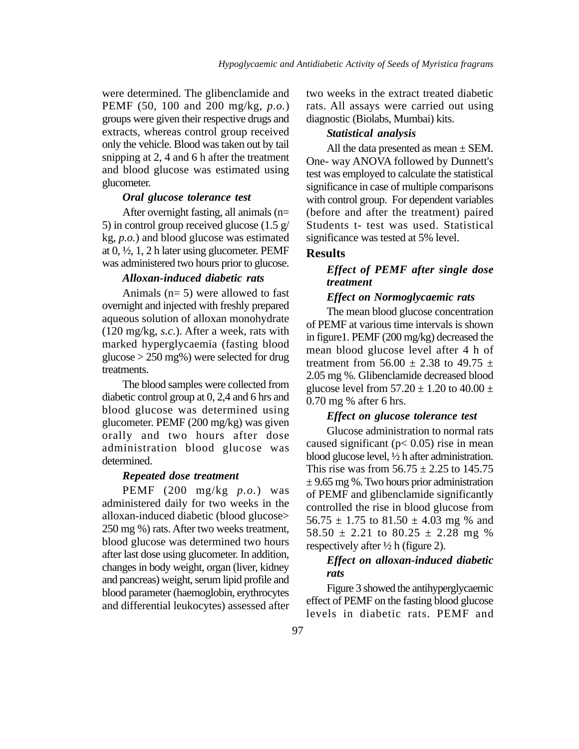were determined. The glibenclamide and PEMF (50, 100 and 200 mg/kg, *p.o.*) groups were given their respective drugs and extracts, whereas control group received only the vehicle. Blood was taken out by tail snipping at 2, 4 and 6 h after the treatment and blood glucose was estimated using glucometer.

***Oral glucose tolerance test***

After overnight fasting, all animals (n= 5) in control group received glucose (1.5 g/ kg, *p.o.*) and blood glucose was estimated at 0, ½, 1, 2 h later using glucometer. PEMF was administered two hours prior to glucose.

***Alloxan-induced diabetic rats***

Animals (n= 5) were allowed to fast overnight and injected with freshly prepared aqueous solution of alloxan monohydrate (120 mg/kg, *s.c.*). After a week, rats with marked hyperglycaemia (fasting blood glucose > 250 mg%) were selected for drug treatments.

The blood samples were collected from diabetic control group at 0, 2,4 and 6 hrs and blood glucose was determined using glucometer. PEMF (200 mg/kg) was given orally and two hours after dose administration blood glucose was determined.

***Repeated dose treatment***

PEMF (200 mg/kg *p.o.*) was administered daily for two weeks in the alloxan-induced diabetic (blood glucose> 250 mg %) rats. After two weeks treatment, blood glucose was determined two hours after last dose using glucometer. In addition, changes in body weight, organ (liver, kidney and pancreas) weight, serum lipid profile and blood parameter (haemoglobin, erythrocytes and differential leukocytes) assessed after two weeks in the extract treated diabetic rats. All assays were carried out using diagnostic (Biolabs, Mumbai) kits.

***Statistical analysis***

All the data presented as mean ± SEM. One- way ANOVA followed by Dunnett's test was employed to calculate the statistical significance in case of multiple comparisons with control group. For dependent variables (before and after the treatment) paired Students t- test was used. Statistical significance was tested at 5% level.

## Results

***Effect of PEMF after single dose treatment***

***Effect on Normoglycaemic rats***

The mean blood glucose concentration of PEMF at various time intervals is shown in figure1. PEMF (200 mg/kg) decreased the mean blood glucose level after 4 h of treatment from 56.00 ± 2.38 to 49.75 ± 2.05 mg %. Glibenclamide decreased blood glucose level from 57.20 ± 1.20 to 40.00 ± 0.70 mg % after 6 hrs.

***Effect on glucose tolerance test***

Glucose administration to normal rats caused significant ($p < 0.05$) rise in mean blood glucose level, ½ h after administration. This rise was from 56.75 ± 2.25 to 145.75 ± 9.65 mg %. Two hours prior administration of PEMF and glibenclamide significantly controlled the rise in blood glucose from 56.75 ± 1.75 to 81.50 ± 4.03 mg % and 58.50 ± 2.21 to 80.25 ± 2.28 mg % respectively after ½ h (figure 2).

***Effect on alloxan-induced diabetic rats***

Figure 3 showed the antihyperglycaemic effect of PEMF on the fasting blood glucose levels in diabetic rats. PEMF and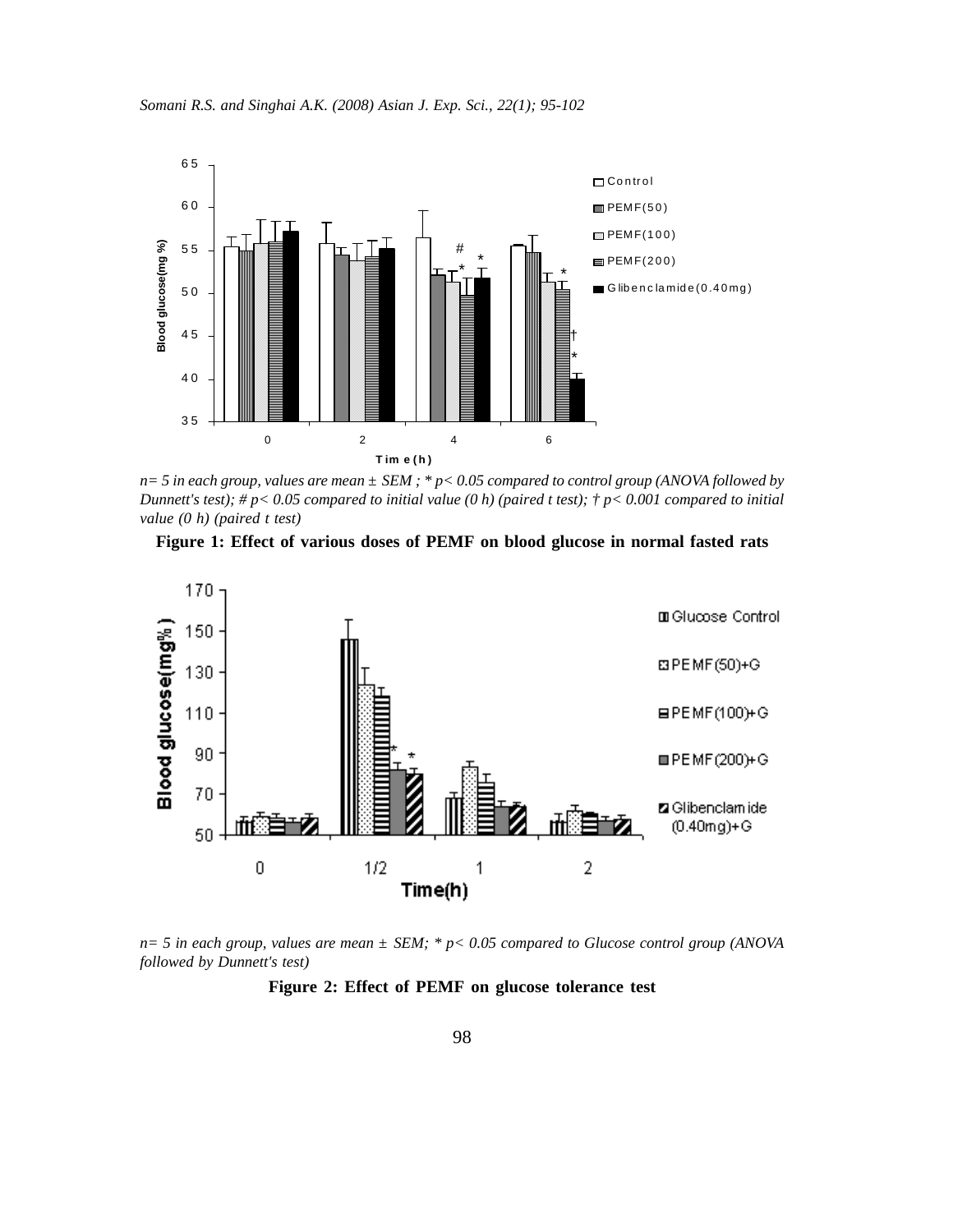n= 5 in each group, values are mean ± SEM ; * $p< 0.05$ compared to control group (ANOVA followed by Dunnett's test); # $p< 0.05$ compared to initial value (0 h) (paired t test); † $p< 0.001$ compared to initial value (0 h) (paired t test)

**Figure 1: Effect of various doses of PEMF on blood glucose in normal fasted rats**

n= 5 in each group, values are mean ± SEM; * $p< 0.05$ compared to Glucose control group (ANOVA followed by Dunnett's test)

**Figure 2: Effect of PEMF on glucose tolerance test**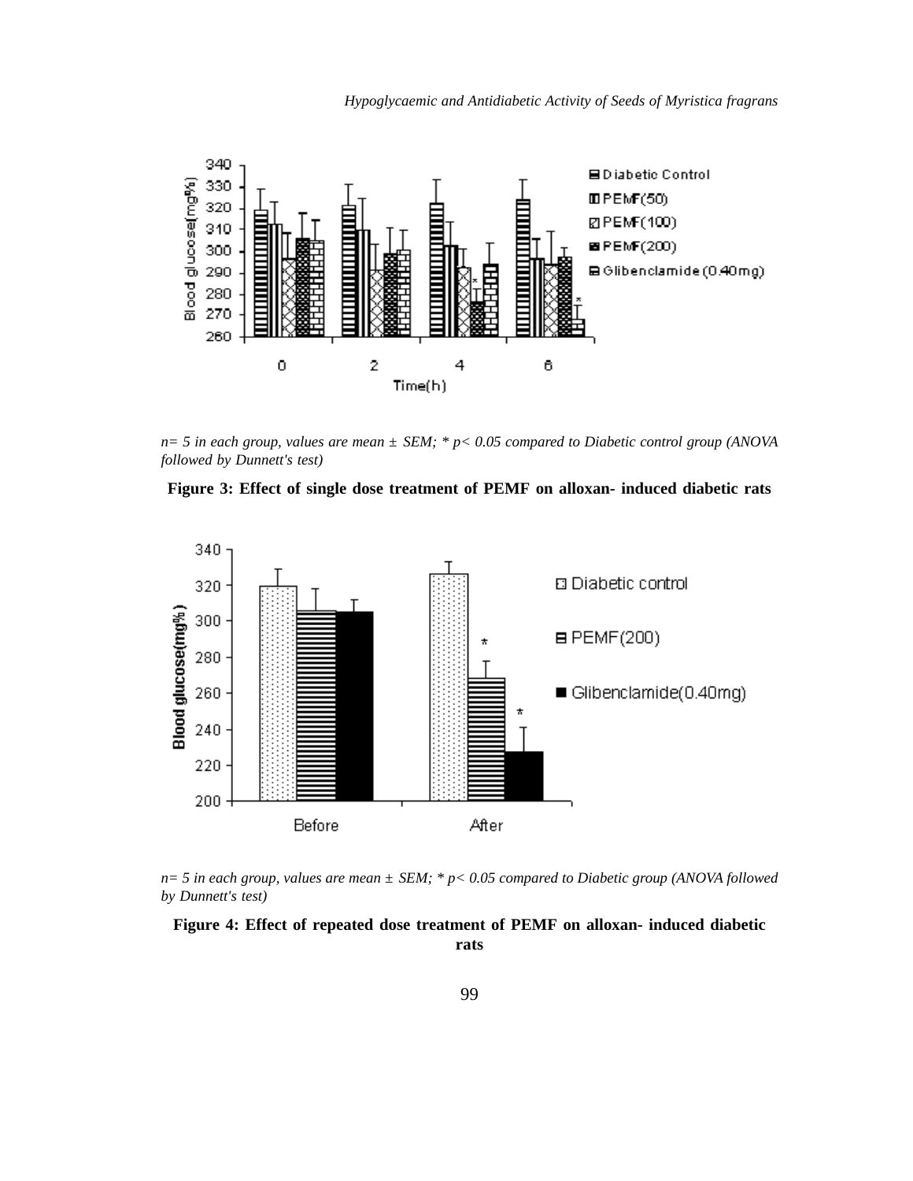*n= 5 in each group, values are mean ± SEM; * p< 0.05 compared to Diabetic control group (ANOVA followed by Dunnett's test)*

**Figure 3: Effect of single dose treatment of PEMF on alloxan- induced diabetic rats**

*n= 5 in each group, values are mean ± SEM; * p< 0.05 compared to Diabetic group (ANOVA followed by Dunnett's test)*

**Figure 4: Effect of repeated dose treatment of PEMF on alloxan- induced diabetic rats**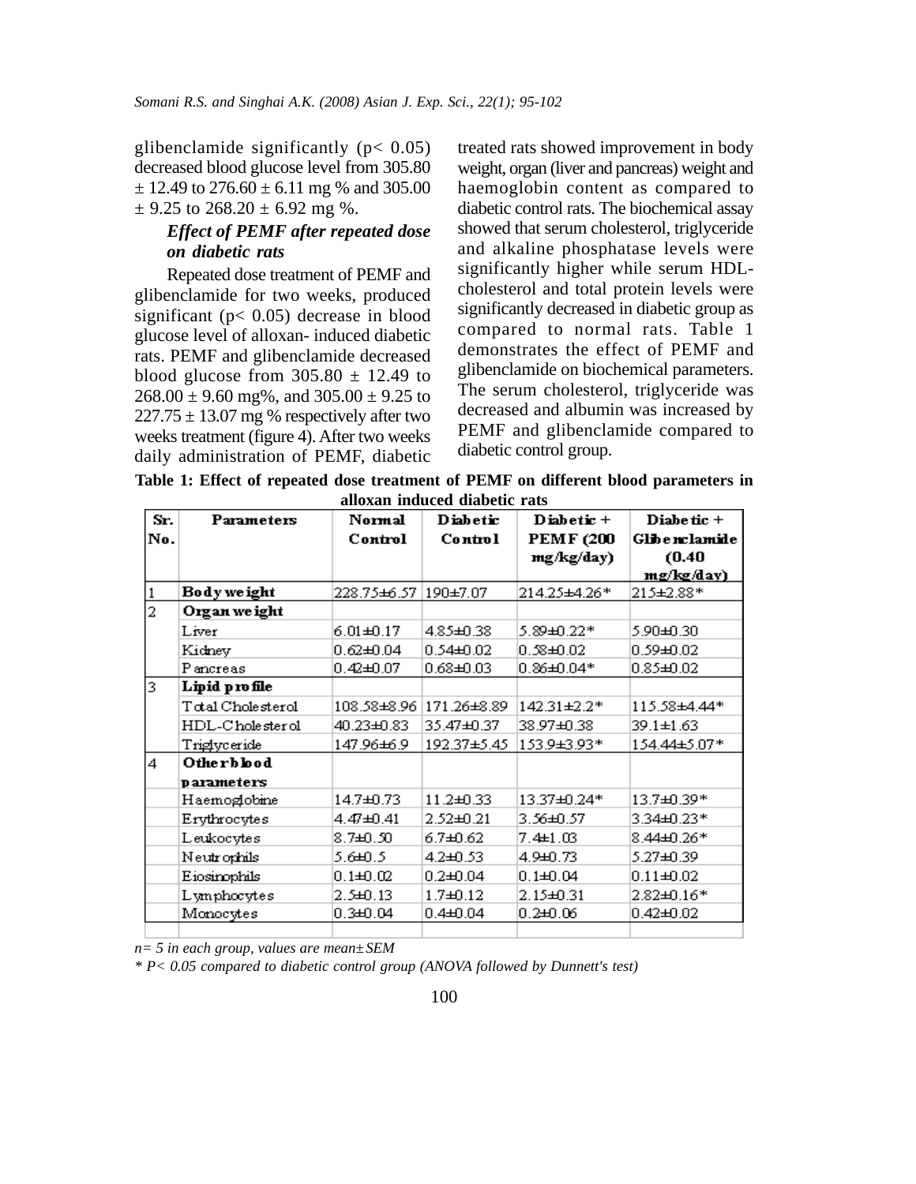glibenclamide significantly ($p < 0.05$) decreased blood glucose level from 305.80 ± 12.49 to 276.60 ± 6.11 mg % and 305.00 ± 9.25 to 268.20 ± 6.92 mg %.

### *Effect of PEMF after repeated dose on diabetic rats*

Repeated dose treatment of PEMF and glibenclamide for two weeks, produced significant ($p < 0.05$) decrease in blood glucose level of alloxan- induced diabetic rats. PEMF and glibenclamide decreased blood glucose from 305.80 ± 12.49 to 268.00 ± 9.60 mg%, and 305.00 ± 9.25 to 227.75 ± 13.07 mg % respectively after two weeks treatment (figure 4). After two weeks daily administration of PEMF, diabetic treated rats showed improvement in body weight, organ (liver and pancreas) weight and haemoglobin content as compared to diabetic control rats. The biochemical assay showed that serum cholesterol, triglyceride and alkaline phosphatase levels were significantly higher while serum HDL-cholesterol and total protein levels were significantly decreased in diabetic group as compared to normal rats. Table 1 demonstrates the effect of PEMF and glibenclamide on biochemical parameters. The serum cholesterol, triglyceride was decreased and albumin was increased by PEMF and glibenclamide compared to diabetic control group.

**Table 1: Effect of repeated dose treatment of PEMF on different blood parameters in alloxan induced diabetic rats**

| Sr. No. | Parameters | Normal Control | Diabetic Control | Diabetic + PEMF (200 mg/kg/day) | Diabetic + Glibenclamide (0.40 mg/kg/day) |
|---|---|---|---|---|---|
| 1 | **Body weight** | 228.75±6.57 | 190±7.07 | 214.25±4.26* | 215±2.88* |
| 2 | **Organ weight** | | | | |
| | Liver | 6.01±0.17 | 4.85±0.38 | 5.89±0.22* | 5.90±0.30 |
| | Kidney | 0.62±0.04 | 0.54±0.02 | 0.58±0.02 | 0.59±0.02 |
| | Pancreas | 0.42±0.07 | 0.68±0.03 | 0.86±0.04* | 0.85±0.02 |
| 3 | **Lipid profile** | | | | |
| | Total Cholesterol | 108.58±8.96 | 171.26±8.89 | 142.31±2.2* | 115.58±4.44* |
| | HDL-Cholesterol | 40.23±0.83 | 35.47±0.37 | 38.97±0.38 | 39.1±1.63 |
| | Triglyceride | 147.96±6.9 | 192.37±5.45 | 153.9±3.93* | 154.44±5.07* |
| 4 | **Other blood parameters** | | | | |
| | Haemoglobine | 14.7±0.73 | 11.2±0.33 | 13.37±0.24* | 13.7±0.39* |
| | Erythrocytes | 4.47±0.41 | 2.52±0.21 | 3.56±0.57 | 3.34±0.23* |
| | Leukocytes | 8.7±0.50 | 6.7±0.62 | 7.4±1.03 | 8.44±0.26* |
| | Neutrophils | 5.6±0.5 | 4.2±0.53 | 4.9±0.73 | 5.27±0.39 |
| | Eiosinophils | 0.1±0.02 | 0.2±0.04 | 0.1±0.04 | 0.11±0.02 |
| | Lymphocytes | 2.5±0.13 | 1.7±0.12 | 2.15±0.31 | 2.82±0.16* |
| | Monocytes | 0.3±0.04 | 0.4±0.04 | 0.2±0.06 | 0.42±0.02 |

*n= 5 in each group, values are mean±SEM*

*\* P< 0.05 compared to diabetic control group (ANOVA followed by Dunnett's test)*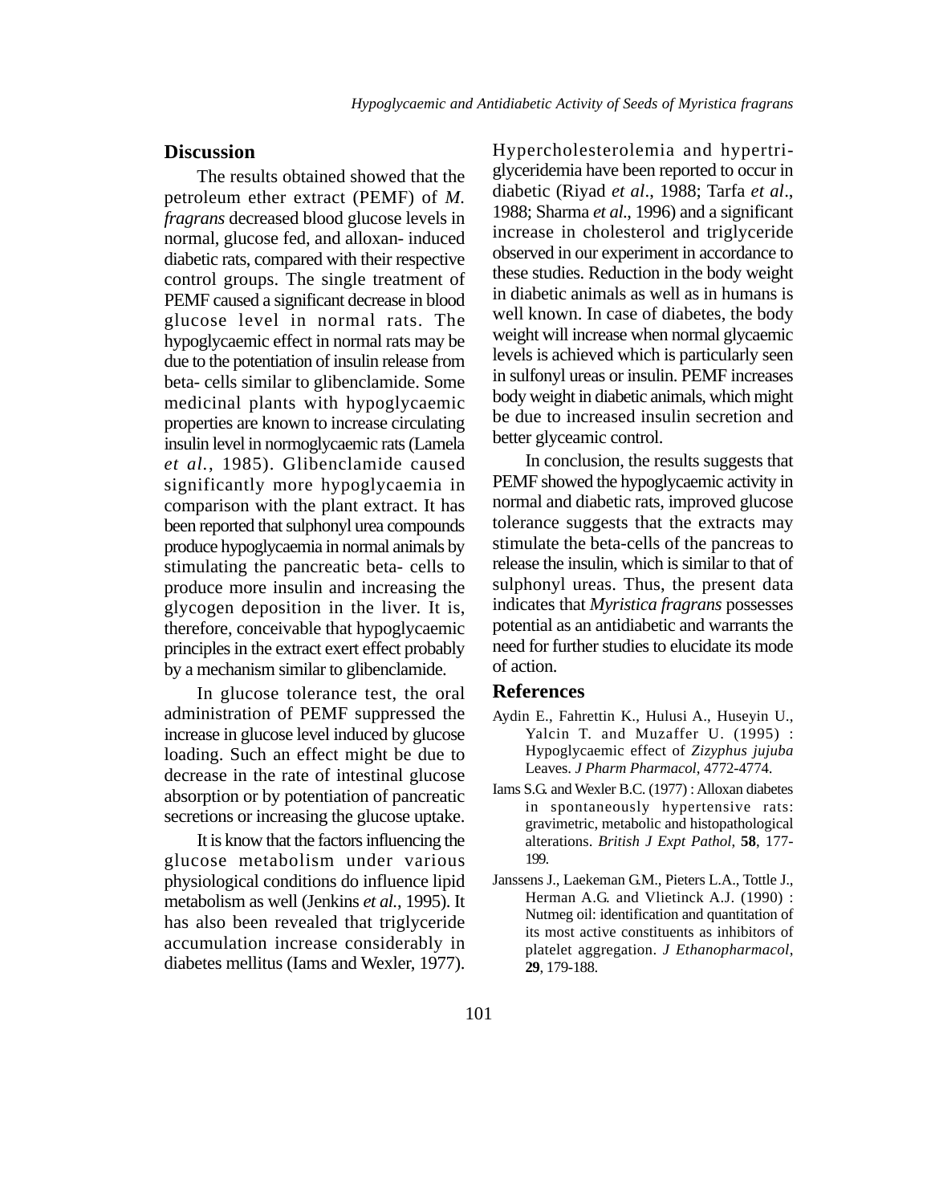## Discussion

The results obtained showed that the petroleum ether extract (PEMF) of *M. fragrans* decreased blood glucose levels in normal, glucose fed, and alloxan- induced diabetic rats, compared with their respective control groups. The single treatment of PEMF caused a significant decrease in blood glucose level in normal rats. The hypoglycaemic effect in normal rats may be due to the potentiation of insulin release from beta- cells similar to glibenclamide. Some medicinal plants with hypoglycaemic properties are known to increase circulating insulin level in normoglycaemic rats (Lamela *et al.*, 1985). Glibenclamide caused significantly more hypoglycaemia in comparison with the plant extract. It has been reported that sulphonyl urea compounds produce hypoglycaemia in normal animals by stimulating the pancreatic beta- cells to produce more insulin and increasing the glycogen deposition in the liver. It is, therefore, conceivable that hypoglycaemic principles in the extract exert effect probably by a mechanism similar to glibenclamide.

In glucose tolerance test, the oral administration of PEMF suppressed the increase in glucose level induced by glucose loading. Such an effect might be due to decrease in the rate of intestinal glucose absorption or by potentiation of pancreatic secretions or increasing the glucose uptake.

It is know that the factors influencing the glucose metabolism under various physiological conditions do influence lipid metabolism as well (Jenkins *et al.*, 1995). It has also been revealed that triglyceride accumulation increase considerably in diabetes mellitus (Iams and Wexler, 1977). Hypercholesterolemia and hypertriglyceridemia have been reported to occur in diabetic (Riyad *et al*., 1988; Tarfa *et al*., 1988; Sharma *et al.*, 1996) and a significant increase in cholesterol and triglyceride observed in our experiment in accordance to these studies. Reduction in the body weight in diabetic animals as well as in humans is well known. In case of diabetes, the body weight will increase when normal glycaemic levels is achieved which is particularly seen in sulfonyl ureas or insulin. PEMF increases body weight in diabetic animals, which might be due to increased insulin secretion and better glyceamic control.

In conclusion, the results suggests that PEMF showed the hypoglycaemic activity in normal and diabetic rats, improved glucose tolerance suggests that the extracts may stimulate the beta-cells of the pancreas to release the insulin, which is similar to that of sulphonyl ureas. Thus, the present data indicates that *Myristica fragrans* possesses potential as an antidiabetic and warrants the need for further studies to elucidate its mode of action.

## References

Aydin E., Fahrettin K., Hulusi A., Huseyin U., Yalcin T. and Muzaffer U. (1995) : Hypoglycaemic effect of *Zizyphus jujuba* Leaves. *J Pharm Pharmacol*, 4772-4774.

Iams S.G. and Wexler B.C. (1977) : Alloxan diabetes in spontaneously hypertensive rats: gravimetric, metabolic and histopathological alterations. *British J Expt Pathol*, **58**, 177-199.

Janssens J., Laekeman G.M., Pieters L.A., Tottle J., Herman A.G. and Vlietinck A.J. (1990) : Nutmeg oil: identification and quantitation of its most active constituents as inhibitors of platelet aggregation. *J Ethanopharmacol*, **29**, 179-188.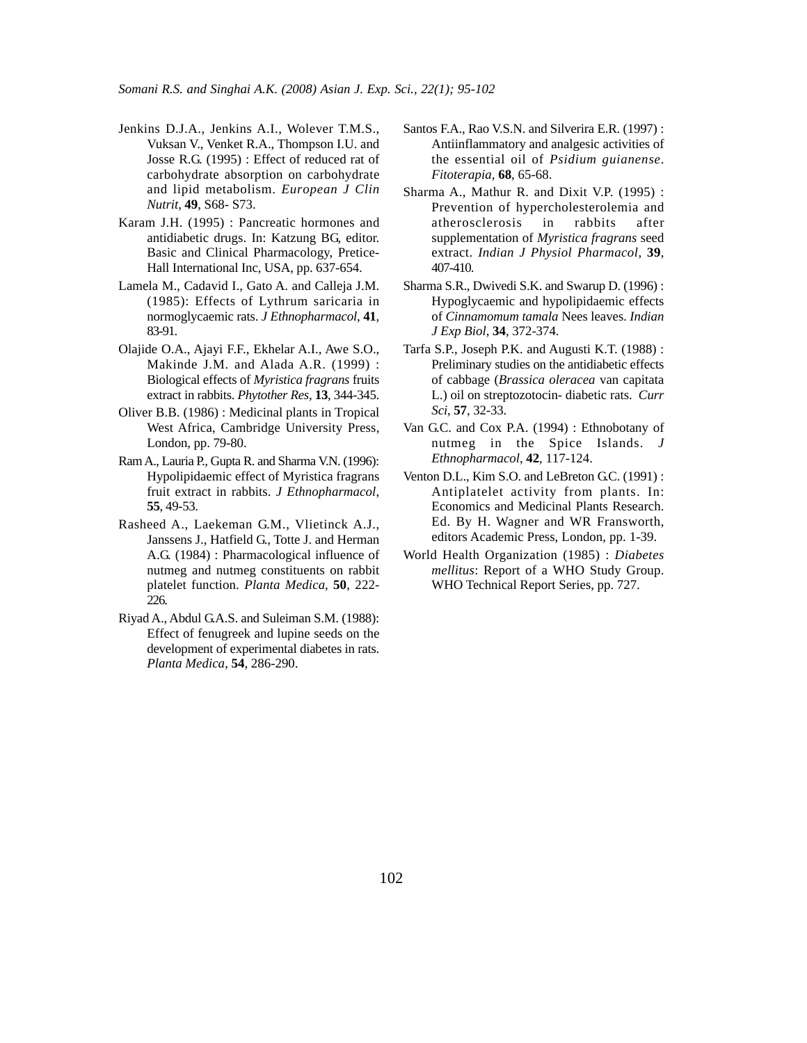Jenkins D.J.A., Jenkins A.I., Wolever T.M.S., Vuksan V., Venket R.A., Thompson I.U. and Josse R.G. (1995) : Effect of reduced rat of carbohydrate absorption on carbohydrate and lipid metabolism. *European J Clin Nutrit*, **49**, S68- S73.

Karam J.H. (1995) : Pancreatic hormones and antidiabetic drugs. In: Katzung BG, editor. Basic and Clinical Pharmacology, Pretice-Hall International Inc, USA, pp. 637-654.

Lamela M., Cadavid I., Gato A. and Calleja J.M. (1985): Effects of Lythrum saricaria in normoglycaemic rats. *J Ethnopharmacol*, **41**, 83-91.

Olajide O.A., Ajayi F.F., Ekhelar A.I., Awe S.O., Makinde J.M. and Alada A.R. (1999) : Biological effects of *Myristica fragrans* fruits extract in rabbits. *Phytother Res*, **13**, 344-345.

Oliver B.B. (1986) : Medicinal plants in Tropical West Africa, Cambridge University Press, London, pp. 79-80.

Ram A., Lauria P., Gupta R. and Sharma V.N. (1996): Hypolipidaemic effect of Myristica fragrans fruit extract in rabbits. *J Ethnopharmacol*, **55**, 49-53.

Rasheed A., Laekeman G.M., Vlietinck A.J., Janssens J., Hatfield G., Totte J. and Herman A.G. (1984) : Pharmacological influence of nutmeg and nutmeg constituents on rabbit platelet function. *Planta Medica*, **50**, 222-226.

Riyad A., Abdul G.A.S. and Suleiman S.M. (1988): Effect of fenugreek and lupine seeds on the development of experimental diabetes in rats. *Planta Medica*, **54**, 286-290.

Santos F.A., Rao V.S.N. and Silverira E.R. (1997) : Antiinflammatory and analgesic activities of the essential oil of *Psidium guianense*. *Fitoterapia*, **68**, 65-68.

Sharma A., Mathur R. and Dixit V.P. (1995) : Prevention of hypercholesterolemia and atherosclerosis in rabbits after supplementation of *Myristica fragrans* seed extract. *Indian J Physiol Pharmacol*, **39**, 407-410.

Sharma S.R., Dwivedi S.K. and Swarup D. (1996) : Hypoglycaemic and hypolipidaemic effects of *Cinnamomum tamala* Nees leaves. *Indian J Exp Biol*, **34**, 372-374.

Tarfa S.P., Joseph P.K. and Augusti K.T. (1988) : Preliminary studies on the antidiabetic effects of cabbage (*Brassica oleracea* van capitata L.) oil on streptozotocin- diabetic rats. *Curr Sci*, **57**, 32-33.

Van G.C. and Cox P.A. (1994) : Ethnobotany of nutmeg in the Spice Islands. *J Ethnopharmacol*, **42**, 117-124.

Venton D.L., Kim S.O. and LeBreton G.C. (1991) : Antiplatelet activity from plants. In: Economics and Medicinal Plants Research. Ed. By H. Wagner and WR Fransworth, editors Academic Press, London, pp. 1-39.

World Health Organization (1985) : *Diabetes mellitus*: Report of a WHO Study Group. WHO Technical Report Series, pp. 727.